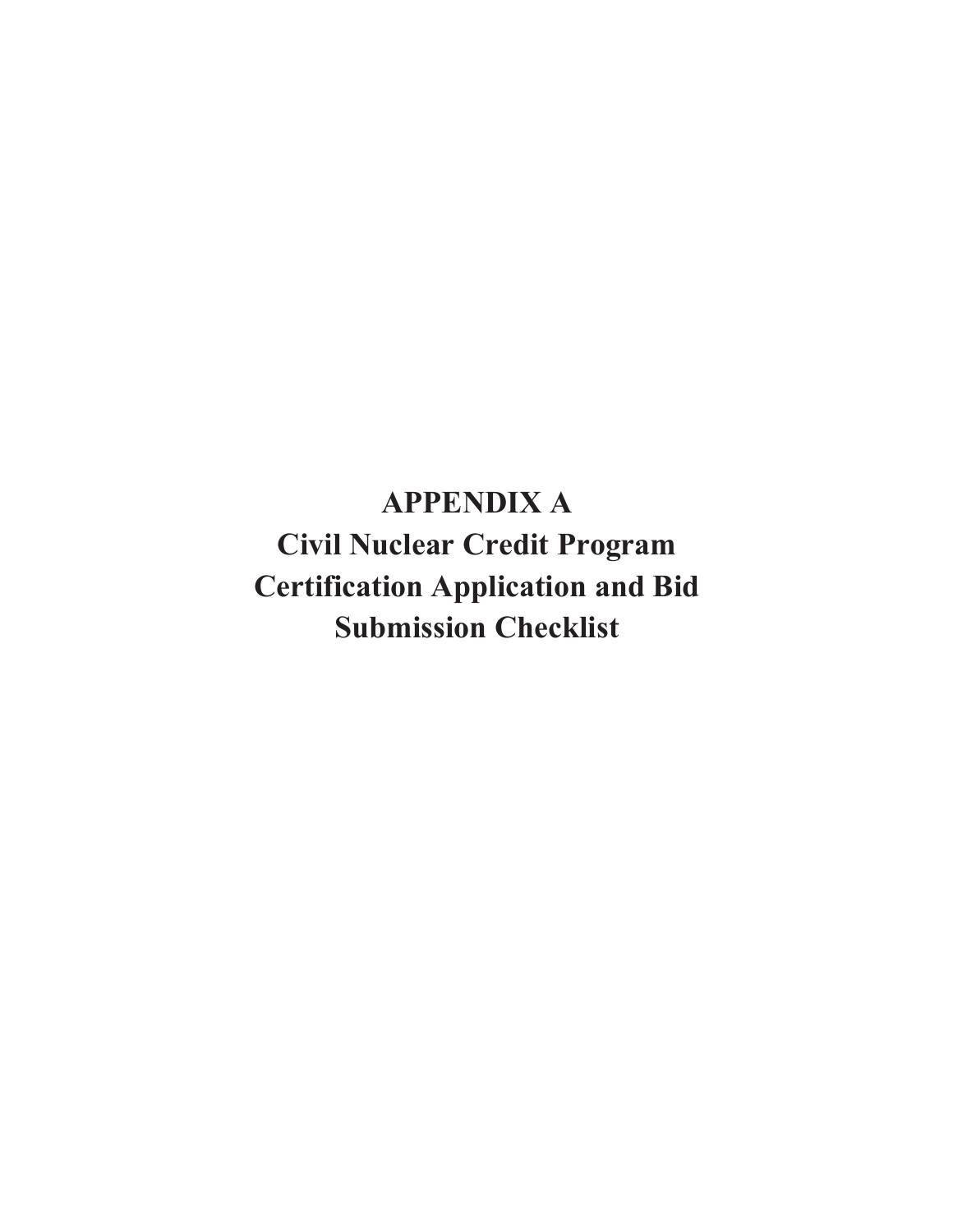# APPENDIX A

# Civil Nuclear Credit Program Certification Application and Bid Submission Checklist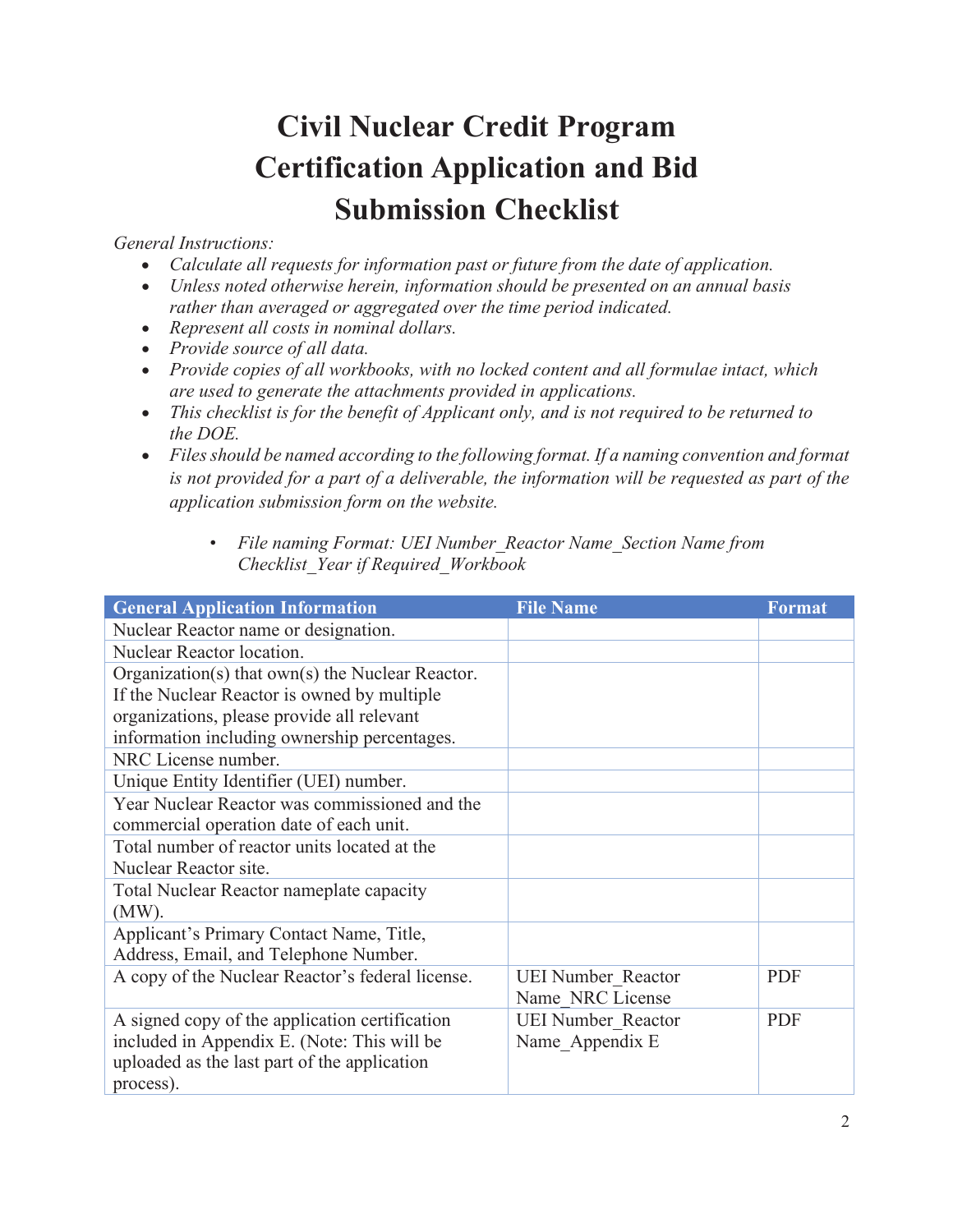# Civil Nuclear Credit Program Certification Application and Bid Submission Checklist

*General Instructions:*

- *Calculate all requests for information past or future from the date of application.*
- *Unless noted otherwise herein, information should be presented on an annual basis rather than averaged or aggregated over the time period indicated.*
- *Represent all costs in nominal dollars.*
- *Provide source of all data.*
- *Provide copies of all workbooks, with no locked content and all formulae intact, which are used to generate the attachments provided in applications.*
- *This checklist is for the benefit of Applicant only, and is not required to be returned to the DOE.*
- *Files should be named according to the following format. If a naming convention and format is not provided for a part of a deliverable, the information will be requested as part of the application submission form on the website.*
    - *File naming Format: UEI Number_Reactor Name_Section Name from Checklist_Year if Required_Workbook*

| General Application Information | File Name | Format |
|---|---|---|
| Nuclear Reactor name or designation. | | |
| Nuclear Reactor location. | | |
| Organization(s) that own(s) the Nuclear Reactor. If the Nuclear Reactor is owned by multiple organizations, please provide all relevant information including ownership percentages. | | |
| NRC License number. | | |
| Unique Entity Identifier (UEI) number. | | |
| Year Nuclear Reactor was commissioned and the commercial operation date of each unit. | | |
| Total number of reactor units located at the Nuclear Reactor site. | | |
| Total Nuclear Reactor nameplate capacity (MW). | | |
| Applicant's Primary Contact Name, Title, Address, Email, and Telephone Number. | | |
| A copy of the Nuclear Reactor's federal license. | UEI Number_Reactor Name_NRC License | PDF |
| A signed copy of the application certification included in Appendix E. (Note: This will be uploaded as the last part of the application process). | UEI Number_Reactor Name_Appendix E | PDF |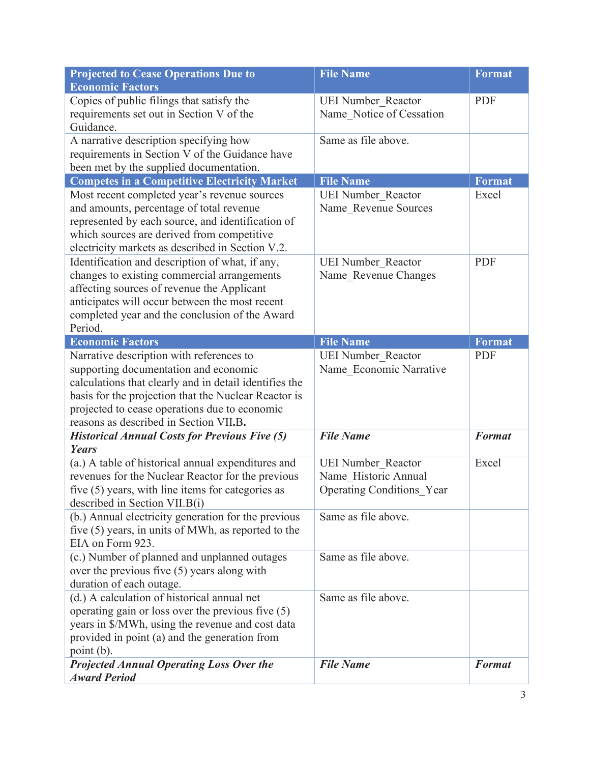| **Projected to Cease Operations Due to Economic Factors** | **File Name** | **Format** |
|---|---|---|
| Copies of public filings that satisfy the requirements set out in Section V of the Guidance. | UEI Number_Reactor Name_Notice of Cessation | PDF |
| A narrative description specifying how requirements in Section V of the Guidance have been met by the supplied documentation. | Same as file above. | |
| **Competes in a Competitive Electricity Market** | **File Name** | **Format** |
| Most recent completed year's revenue sources and amounts, percentage of total revenue represented by each source, and identification of which sources are derived from competitive electricity markets as described in Section V.2. | UEI Number_Reactor Name_Revenue Sources | Excel |
| Identification and description of what, if any, changes to existing commercial arrangements affecting sources of revenue the Applicant anticipates will occur between the most recent completed year and the conclusion of the Award Period. | UEI Number_Reactor Name_Revenue Changes | PDF |
| **Economic Factors** | **File Name** | **Format** |
| Narrative description with references to supporting documentation and economic calculations that clearly and in detail identifies the basis for the projection that the Nuclear Reactor is projected to cease operations due to economic reasons as described in Section VII.**B.** | UEI Number_Reactor Name_Economic Narrative | PDF |
| ***Historical Annual Costs for Previous Five (5) Years*** | ***File Name*** | ***Format*** |
| (a.) A table of historical annual expenditures and revenues for the Nuclear Reactor for the previous five (5) years, with line items for categories as described in Section VII.B(i) | UEI Number_Reactor Name_Historic Annual Operating Conditions_Year | Excel |
| (b.) Annual electricity generation for the previous five (5) years, in units of MWh, as reported to the EIA on Form 923. | Same as file above. | |
| (c.) Number of planned and unplanned outages over the previous five (5) years along with duration of each outage. | Same as file above. | |
| (d.) A calculation of historical annual net operating gain or loss over the previous five (5) years in $/MWh, using the revenue and cost data provided in point (a) and the generation from point (b). | Same as file above. | |
| ***Projected Annual Operating Loss Over the Award Period*** | ***File Name*** | ***Format*** |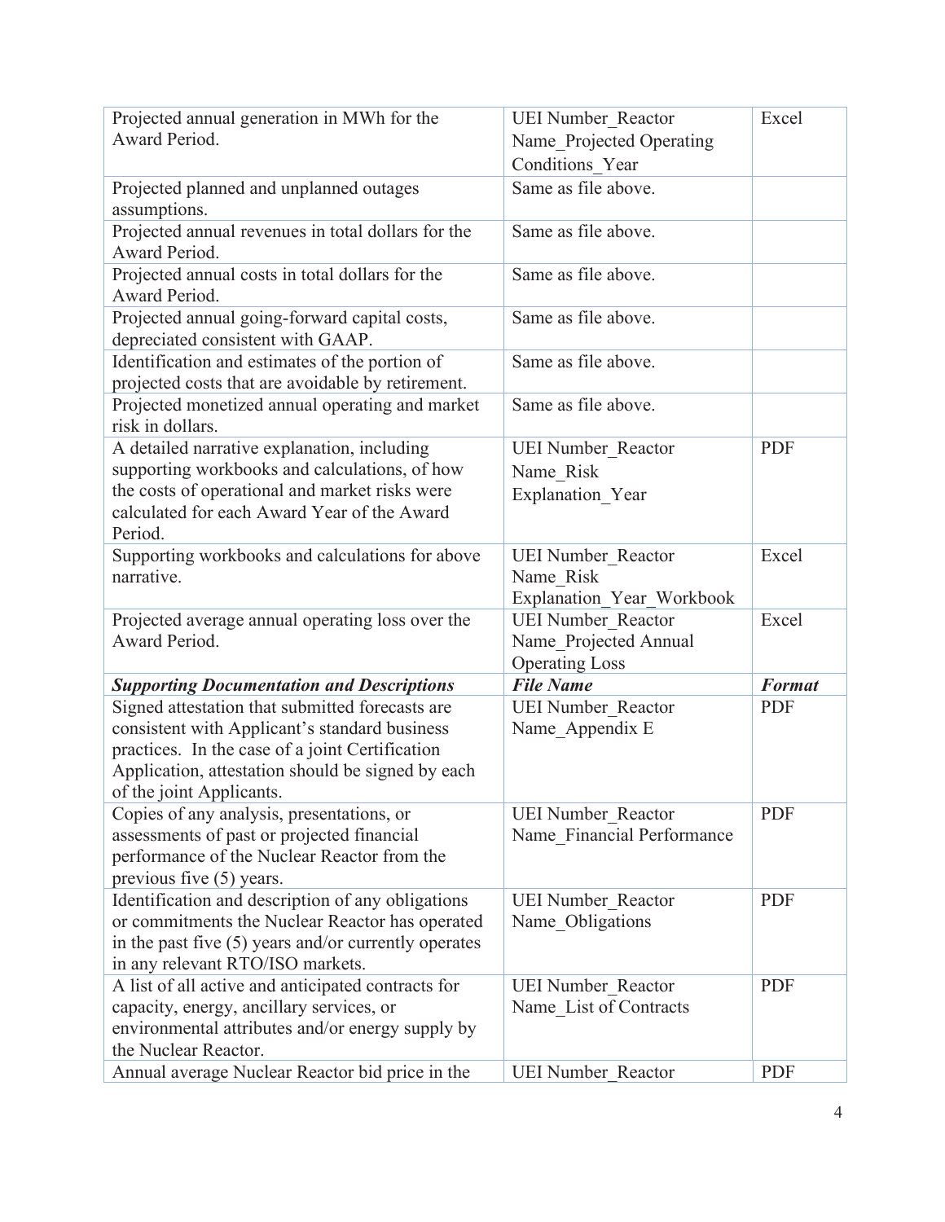| | | |
|---|---|---|
| Projected annual generation in MWh for the Award Period. | UEI Number_Reactor Name_Projected Operating Conditions_Year | Excel |
| Projected planned and unplanned outages assumptions. | Same as file above. | |
| Projected annual revenues in total dollars for the Award Period. | Same as file above. | |
| Projected annual costs in total dollars for the Award Period. | Same as file above. | |
| Projected annual going-forward capital costs, depreciated consistent with GAAP. | Same as file above. | |
| Identification and estimates of the portion of projected costs that are avoidable by retirement. | Same as file above. | |
| Projected monetized annual operating and market risk in dollars. | Same as file above. | |
| A detailed narrative explanation, including supporting workbooks and calculations, of how the costs of operational and market risks were calculated for each Award Year of the Award Period. | UEI Number_Reactor Name_Risk Explanation_Year | PDF |
| Supporting workbooks and calculations for above narrative. | UEI Number_Reactor Name_Risk Explanation_Year_Workbook | Excel |
| Projected average annual operating loss over the Award Period. | UEI Number_Reactor Name_Projected Annual Operating Loss | Excel |
| ***Supporting Documentation and Descriptions*** | ***File Name*** | ***Format*** |
| Signed attestation that submitted forecasts are consistent with Applicant's standard business practices. In the case of a joint Certification Application, attestation should be signed by each of the joint Applicants. | UEI Number_Reactor Name_Appendix E | PDF |
| Copies of any analysis, presentations, or assessments of past or projected financial performance of the Nuclear Reactor from the previous five (5) years. | UEI Number_Reactor Name_Financial Performance | PDF |
| Identification and description of any obligations or commitments the Nuclear Reactor has operated in the past five (5) years and/or currently operates in any relevant RTO/ISO markets. | UEI Number_Reactor Name_Obligations | PDF |
| A list of all active and anticipated contracts for capacity, energy, ancillary services, or environmental attributes and/or energy supply by the Nuclear Reactor. | UEI Number_Reactor Name_List of Contracts | PDF |
| Annual average Nuclear Reactor bid price in the | UEI Number_Reactor | PDF |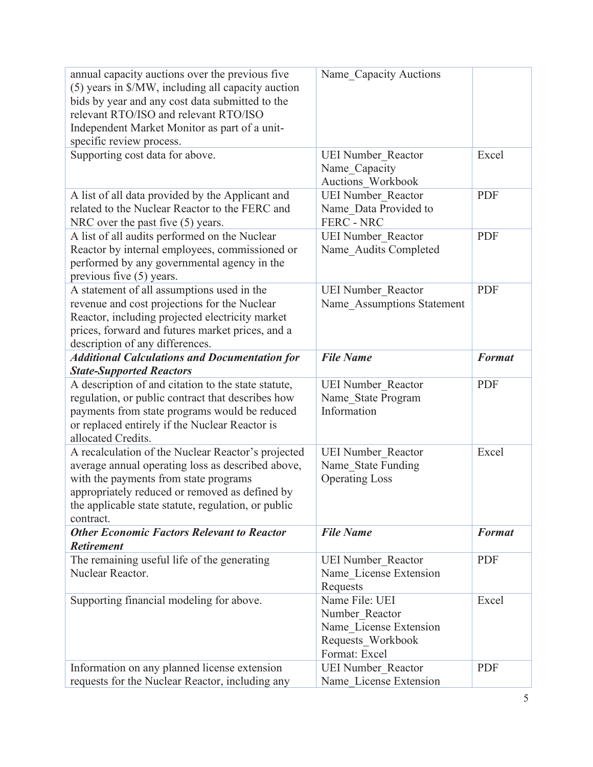| | | |
|---|---|---|
| annual capacity auctions over the previous five (5) years in $/MW, including all capacity auction bids by year and any cost data submitted to the relevant RTO/ISO and relevant RTO/ISO Independent Market Monitor as part of a unit-specific review process. | Name_Capacity Auctions | |
| Supporting cost data for above. | UEI Number_Reactor Name_Capacity Auctions_Workbook | Excel |
| A list of all data provided by the Applicant and related to the Nuclear Reactor to the FERC and NRC over the past five (5) years. | UEI Number_Reactor Name_Data Provided to FERC - NRC | PDF |
| A list of all audits performed on the Nuclear Reactor by internal employees, commissioned or performed by any governmental agency in the previous five (5) years. | UEI Number_Reactor Name_Audits Completed | PDF |
| A statement of all assumptions used in the revenue and cost projections for the Nuclear Reactor, including projected electricity market prices, forward and futures market prices, and a description of any differences. | UEI Number_Reactor Name_Assumptions Statement | PDF |
| ***Additional Calculations and Documentation for State-Supported Reactors*** | ***File Name*** | ***Format*** |
| A description of and citation to the state statute, regulation, or public contract that describes how payments from state programs would be reduced or replaced entirely if the Nuclear Reactor is allocated Credits. | UEI Number_Reactor Name_State Program Information | PDF |
| A recalculation of the Nuclear Reactor's projected average annual operating loss as described above, with the payments from state programs appropriately reduced or removed as defined by the applicable state statute, regulation, or public contract. | UEI Number_Reactor Name_State Funding Operating Loss | Excel |
| ***Other Economic Factors Relevant to Reactor Retirement*** | ***File Name*** | ***Format*** |
| The remaining useful life of the generating Nuclear Reactor. | UEI Number_Reactor Name_License Extension Requests | PDF |
| Supporting financial modeling for above. | Name File: UEI Number_Reactor Name_License Extension Requests_Workbook Format: Excel | Excel |
| Information on any planned license extension requests for the Nuclear Reactor, including any | UEI Number_Reactor Name_License Extension | PDF |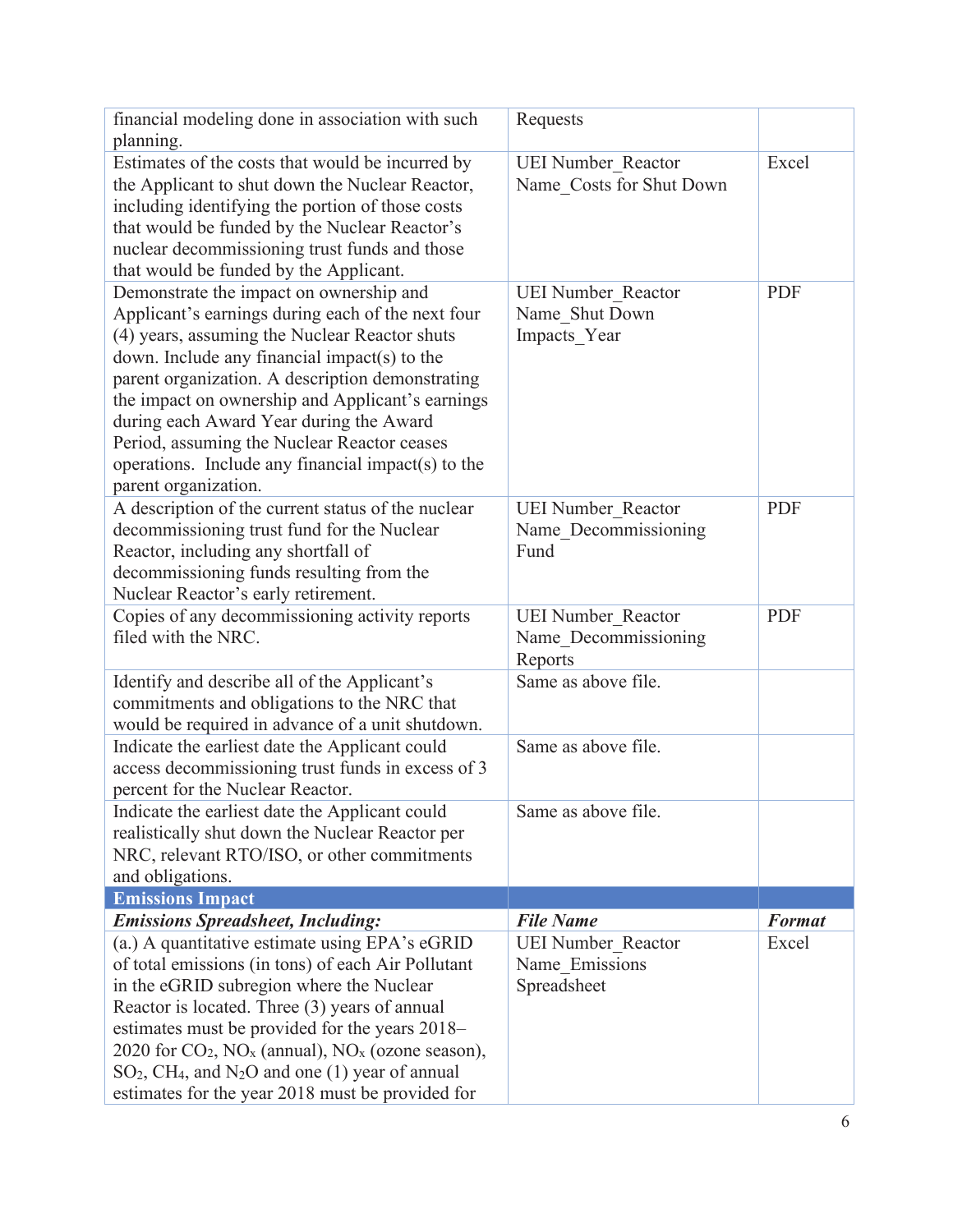| | | |
|---|---|---|
| financial modeling done in association with such planning. | Requests | |
| Estimates of the costs that would be incurred by the Applicant to shut down the Nuclear Reactor, including identifying the portion of those costs that would be funded by the Nuclear Reactor's nuclear decommissioning trust funds and those that would be funded by the Applicant. | UEI Number_Reactor Name_Costs for Shut Down | Excel |
| Demonstrate the impact on ownership and Applicant's earnings during each of the next four (4) years, assuming the Nuclear Reactor shuts down. Include any financial impact(s) to the parent organization. A description demonstrating the impact on ownership and Applicant's earnings during each Award Year during the Award Period, assuming the Nuclear Reactor ceases operations. Include any financial impact(s) to the parent organization. | UEI Number_Reactor Name_Shut Down Impacts_Year | PDF |
| A description of the current status of the nuclear decommissioning trust fund for the Nuclear Reactor, including any shortfall of decommissioning funds resulting from the Nuclear Reactor's early retirement. | UEI Number_Reactor Name_Decommissioning Fund | PDF |
| Copies of any decommissioning activity reports filed with the NRC. | UEI Number_Reactor Name_Decommissioning Reports | PDF |
| Identify and describe all of the Applicant's commitments and obligations to the NRC that would be required in advance of a unit shutdown. | Same as above file. | |
| Indicate the earliest date the Applicant could access decommissioning trust funds in excess of 3 percent for the Nuclear Reactor. | Same as above file. | |
| Indicate the earliest date the Applicant could realistically shut down the Nuclear Reactor per NRC, relevant RTO/ISO, or other commitments and obligations. | Same as above file. | |
| **Emissions Impact** | | |
| ***Emissions Spreadsheet, Including:*** | ***File Name*** | ***Format*** |
| (a.) A quantitative estimate using EPA's eGRID of total emissions (in tons) of each Air Pollutant in the eGRID subregion where the Nuclear Reactor is located. Three (3) years of annual estimates must be provided for the years 2018–2020 for $CO_2$, $NO_x$ (annual), $NO_x$ (ozone season), $SO_2$, $CH_4$, and $N_2O$ and one (1) year of annual estimates for the year 2018 must be provided for | UEI Number_Reactor Name_Emissions Spreadsheet | Excel |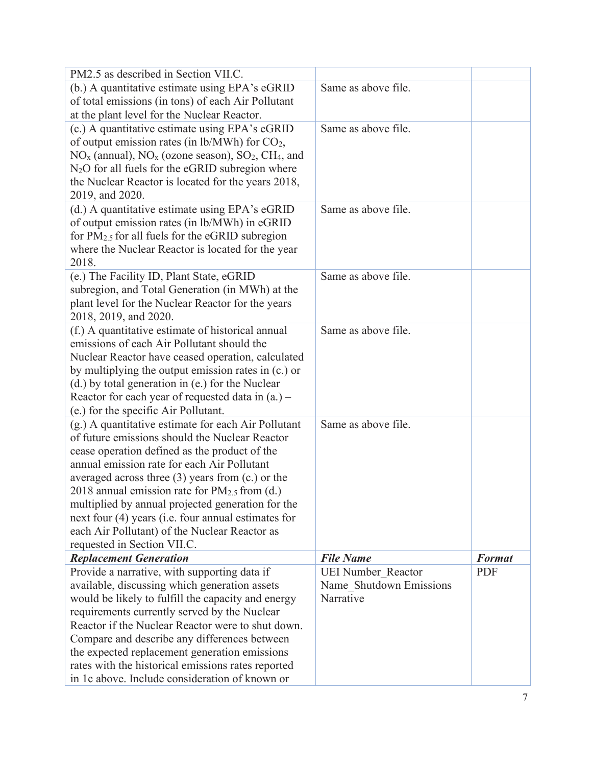| | | |
|---|---|---|
| PM2.5 as described in Section VII.C. | | |
| (b.) A quantitative estimate using EPA's eGRID of total emissions (in tons) of each Air Pollutant at the plant level for the Nuclear Reactor. | Same as above file. | |
| (c.) A quantitative estimate using EPA's eGRID of output emission rates (in lb/MWh) for $CO_2$, $NO_x$ (annual), $NO_x$ (ozone season), $SO_2$, $CH_4$, and $N_2O$ for all fuels for the eGRID subregion where the Nuclear Reactor is located for the years 2018, 2019, and 2020. | Same as above file. | |
| (d.) A quantitative estimate using EPA's eGRID of output emission rates (in lb/MWh) in eGRID for $PM_{2.5}$ for all fuels for the eGRID subregion where the Nuclear Reactor is located for the year 2018. | Same as above file. | |
| (e.) The Facility ID, Plant State, eGRID subregion, and Total Generation (in MWh) at the plant level for the Nuclear Reactor for the years 2018, 2019, and 2020. | Same as above file. | |
| (f.) A quantitative estimate of historical annual emissions of each Air Pollutant should the Nuclear Reactor have ceased operation, calculated by multiplying the output emission rates in (c.) or (d.) by total generation in (e.) for the Nuclear Reactor for each year of requested data in (a.) – (e.) for the specific Air Pollutant. | Same as above file. | |
| (g.) A quantitative estimate for each Air Pollutant of future emissions should the Nuclear Reactor cease operation defined as the product of the annual emission rate for each Air Pollutant averaged across three (3) years from (c.) or the 2018 annual emission rate for $PM_{2.5}$ from (d.) multiplied by annual projected generation for the next four (4) years (i.e. four annual estimates for each Air Pollutant) of the Nuclear Reactor as requested in Section VII.C. | Same as above file. | |
| ***Replacement Generation*** | ***File Name*** | ***Format*** |
| Provide a narrative, with supporting data if available, discussing which generation assets would be likely to fulfill the capacity and energy requirements currently served by the Nuclear Reactor if the Nuclear Reactor were to shut down. Compare and describe any differences between the expected replacement generation emissions rates with the historical emissions rates reported in 1c above. Include consideration of known or | UEI Number_Reactor Name_Shutdown Emissions Narrative | PDF |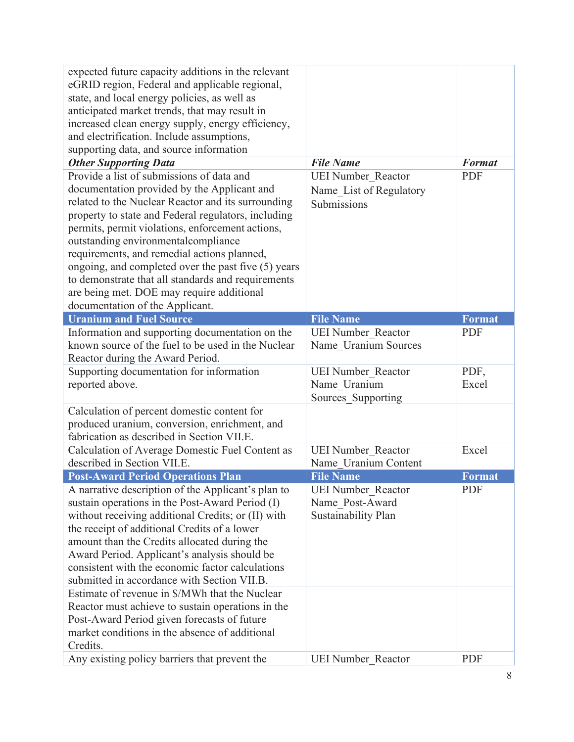| | | |
|---|---|---|
| expected future capacity additions in the relevant eGRID region, Federal and applicable regional, state, and local energy policies, as well as anticipated market trends, that may result in increased clean energy supply, energy efficiency, and electrification. Include assumptions, supporting data, and source information | | |
| ***Other Supporting Data*** | ***File Name*** | ***Format*** |
| Provide a list of submissions of data and documentation provided by the Applicant and related to the Nuclear Reactor and its surrounding property to state and Federal regulators, including permits, permit violations, enforcement actions, outstanding environmentalcompliance requirements, and remedial actions planned, ongoing, and completed over the past five (5) years to demonstrate that all standards and requirements are being met. DOE may require additional documentation of the Applicant. | UEI Number_Reactor Name_List of Regulatory Submissions | PDF |
| **Uranium and Fuel Source** | **File Name** | **Format** |
| Information and supporting documentation on the known source of the fuel to be used in the Nuclear Reactor during the Award Period. | UEI Number_Reactor Name_Uranium Sources | PDF |
| Supporting documentation for information reported above. | UEI Number_Reactor Name_Uranium Sources_Supporting | PDF, Excel |
| Calculation of percent domestic content for produced uranium, conversion, enrichment, and fabrication as described in Section VII.E. | | |
| Calculation of Average Domestic Fuel Content as described in Section VII.E. | UEI Number_Reactor Name_Uranium Content | Excel |
| **Post-Award Period Operations Plan** | **File Name** | **Format** |
| A narrative description of the Applicant's plan to sustain operations in the Post-Award Period (I) without receiving additional Credits; or (II) with the receipt of additional Credits of a lower amount than the Credits allocated during the Award Period. Applicant's analysis should be consistent with the economic factor calculations submitted in accordance with Section VII.B. | UEI Number_Reactor Name_Post-Award Sustainability Plan | PDF |
| Estimate of revenue in $/MWh that the Nuclear Reactor must achieve to sustain operations in the Post-Award Period given forecasts of future market conditions in the absence of additional Credits. | | |
| Any existing policy barriers that prevent the | UEI Number_Reactor | PDF |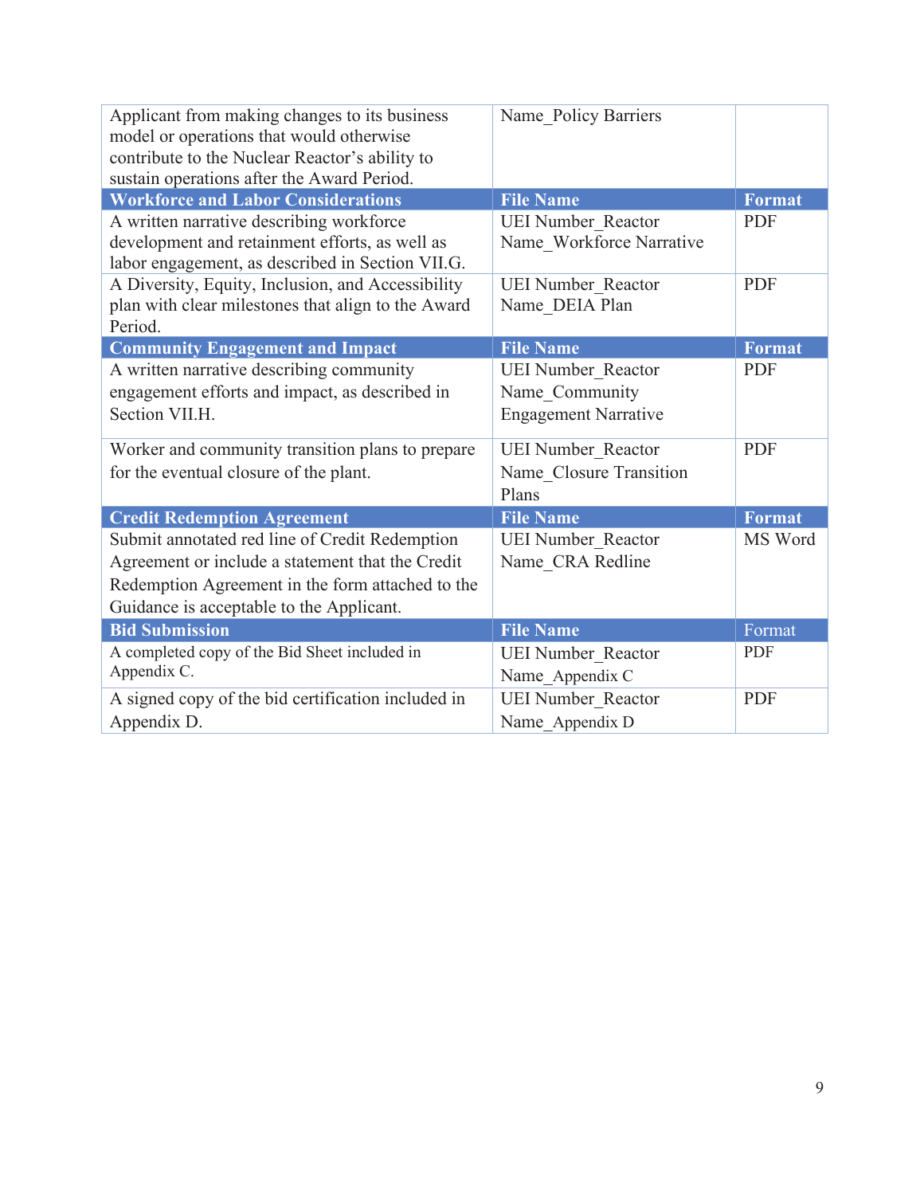| | | |
|---|---|---|
| Applicant from making changes to its business model or operations that would otherwise contribute to the Nuclear Reactor's ability to sustain operations after the Award Period. | Name_Policy Barriers | |
| **Workforce and Labor Considerations** | **File Name** | **Format** |
| A written narrative describing workforce development and retainment efforts, as well as labor engagement, as described in Section VII.G. | UEI Number_Reactor Name_Workforce Narrative | PDF |
| A Diversity, Equity, Inclusion, and Accessibility plan with clear milestones that align to the Award Period. | UEI Number_Reactor Name_DEIA Plan | PDF |
| **Community Engagement and Impact** | **File Name** | **Format** |
| A written narrative describing community engagement efforts and impact, as described in Section VII.H. | UEI Number_Reactor Name_Community Engagement Narrative | PDF |
| Worker and community transition plans to prepare for the eventual closure of the plant. | UEI Number_Reactor Name_Closure Transition Plans | PDF |
| **Credit Redemption Agreement** | **File Name** | **Format** |
| Submit annotated red line of Credit Redemption Agreement or include a statement that the Credit Redemption Agreement in the form attached to the Guidance is acceptable to the Applicant. | UEI Number_Reactor Name_CRA Redline | MS Word |
| **Bid Submission** | **File Name** | Format |
| A completed copy of the Bid Sheet included in Appendix C. | UEI Number_Reactor Name_Appendix C | PDF |
| A signed copy of the bid certification included in Appendix D. | UEI Number_Reactor Name_Appendix D | PDF |